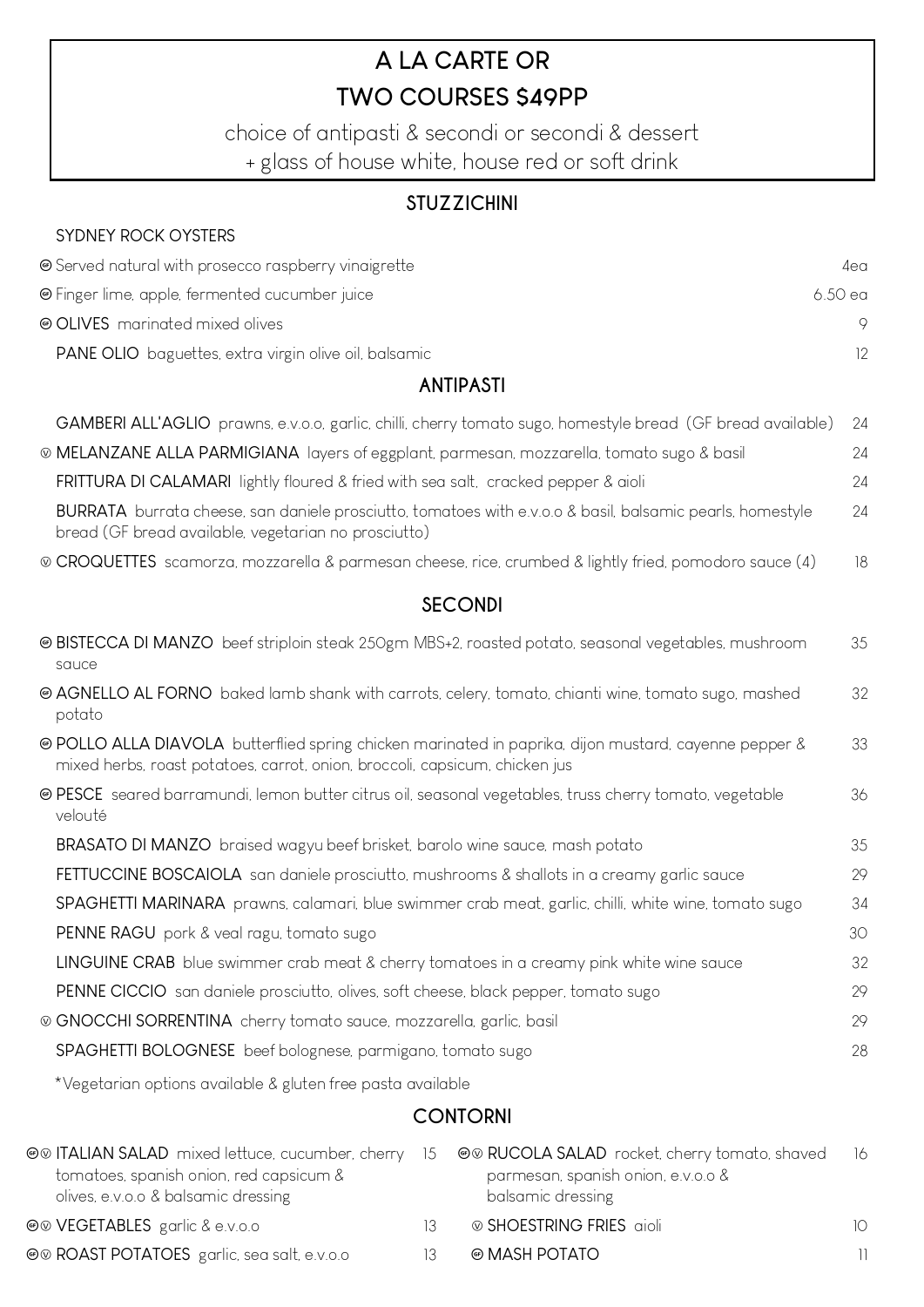# A LA CARTE OR TWO COURSES $49PP

choice of antipasti & secondi or secondi & dessert
+ glass of house white, house red or soft drink

## STUZZICHINI

SYDNEY ROCK OYSTERS

- (GF) Served natural with prosecco raspberry vinaigrette — 4ea
- (GF) Finger lime, apple, fermented cucumber juice — 6.50 ea
- (GF) **OLIVES** marinated mixed olives — 9
- **PANE OLIO** baguettes, extra virgin olive oil, balsamic — 12

## ANTIPASTI

- **GAMBERI ALL'AGLIO** prawns, e.v.o.o, garlic, chilli, cherry tomato sugo, homestyle bread (GF bread available) — 24
- (V) **MELANZANE ALLA PARMIGIANA** layers of eggplant, parmesan, mozzarella, tomato sugo & basil — 24
- **FRITTURA DI CALAMARI** lightly floured & fried with sea salt, cracked pepper & aioli — 24
- **BURRATA** burrata cheese, san daniele prosciutto, tomatoes with e.v.o.o & basil, balsamic pearls, homestyle bread (GF bread available, vegetarian no prosciutto) — 24
- (V) **CROQUETTES** scamorza, mozzarella & parmesan cheese, rice, crumbed & lightly fried, pomodoro sauce (4) — 18

## SECONDI

- (GF) **BISTECCA DI MANZO** beef striploin steak 250gm MBS+2, roasted potato, seasonal vegetables, mushroom sauce — 35
- (GF) **AGNELLO AL FORNO** baked lamb shank with carrots, celery, tomato, chianti wine, tomato sugo, mashed potato — 32
- (GF) **POLLO ALLA DIAVOLA** butterflied spring chicken marinated in paprika, dijon mustard, cayenne pepper & mixed herbs, roast potatoes, carrot, onion, broccoli, capsicum, chicken jus — 33
- (GF) **PESCE** seared barramundi, lemon butter citrus oil, seasonal vegetables, truss cherry tomato, vegetable velouté — 36
- **BRASATO DI MANZO** braised wagyu beef brisket, barolo wine sauce, mash potato — 35
- **FETTUCCINE BOSCAIOLA** san daniele prosciutto, mushrooms & shallots in a creamy garlic sauce — 29
- **SPAGHETTI MARINARA** prawns, calamari, blue swimmer crab meat, garlic, chilli, white wine, tomato sugo — 34
- **PENNE RAGU** pork & veal ragu, tomato sugo — 30
- **LINGUINE CRAB** blue swimmer crab meat & cherry tomatoes in a creamy pink white wine sauce — 32
- **PENNE CICCIO** san daniele prosciutto, olives, soft cheese, black pepper, tomato sugo — 29
- (V) **GNOCCHI SORRENTINA** cherry tomato sauce, mozzarella, garlic, basil — 29
- **SPAGHETTI BOLOGNESE** beef bolognese, parmigano, tomato sugo — 28

*Vegetarian options available & gluten free pasta available

## CONTORNI

- (GF)(V) **ITALIAN SALAD** mixed lettuce, cucumber, cherry tomatoes, spanish onion, red capsicum & olives, e.v.o.o & balsamic dressing — 15
- (GF)(V) **VEGETABLES** garlic & e.v.o.o — 13
- (GF)(V) **ROAST POTATOES** garlic, sea salt, e.v.o.o — 13
- (GF)(V) **RUCOLA SALAD** rocket, cherry tomato, shaved parmesan, spanish onion, e.v.o.o & balsamic dressing — 16
- (V) **SHOESTRING FRIES** aioli — 10
- (GF) **MASH POTATO** — 11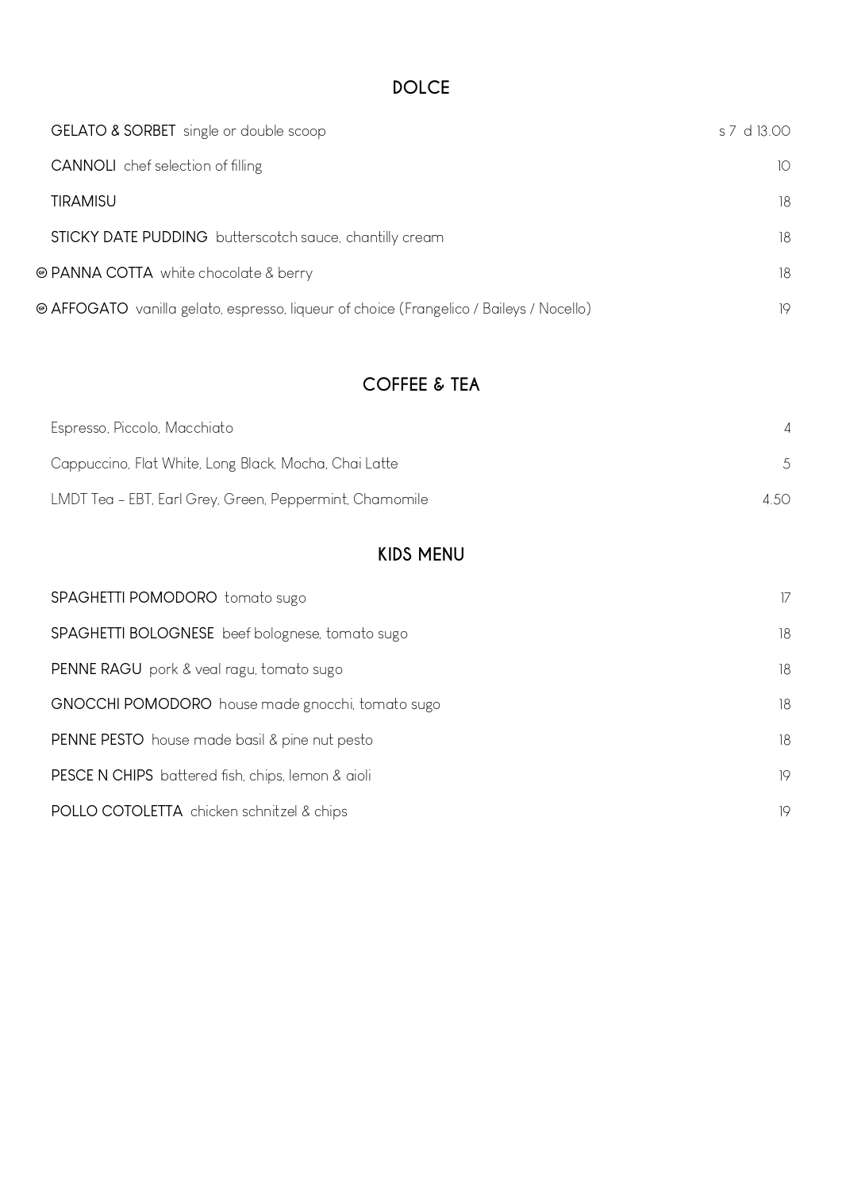## DOLCE

| | |
|---|---|
| **GELATO & SORBET** single or double scoop | s 7 d 13.00 |
| **CANNOLI** chef selection of filling | 10 |
| **TIRAMISU** | 18 |
| **STICKY DATE PUDDING** butterscotch sauce, chantilly cream | 18 |
| ⓖ **PANNA COTTA** white chocolate & berry | 18 |
| ⓖ **AFFOGATO** vanilla gelato, espresso, liqueur of choice (Frangelico / Baileys / Nocello) | 19 |

## COFFEE & TEA

| | |
|---|---|
| Espresso, Piccolo, Macchiato | 4 |
| Cappuccino, Flat White, Long Black, Mocha, Chai Latte | 5 |
| LMDT Tea – EBT, Earl Grey, Green, Peppermint, Chamomile | 4.50 |

## KIDS MENU

| | |
|---|---|
| **SPAGHETTI POMODORO** tomato sugo | 17 |
| **SPAGHETTI BOLOGNESE** beef bolognese, tomato sugo | 18 |
| **PENNE RAGU** pork & veal ragu, tomato sugo | 18 |
| **GNOCCHI POMODORO** house made gnocchi, tomato sugo | 18 |
| **PENNE PESTO** house made basil & pine nut pesto | 18 |
| **PESCE N CHIPS** battered fish, chips, lemon & aioli | 19 |
| **POLLO COTOLETTA** chicken schnitzel & chips | 19 |